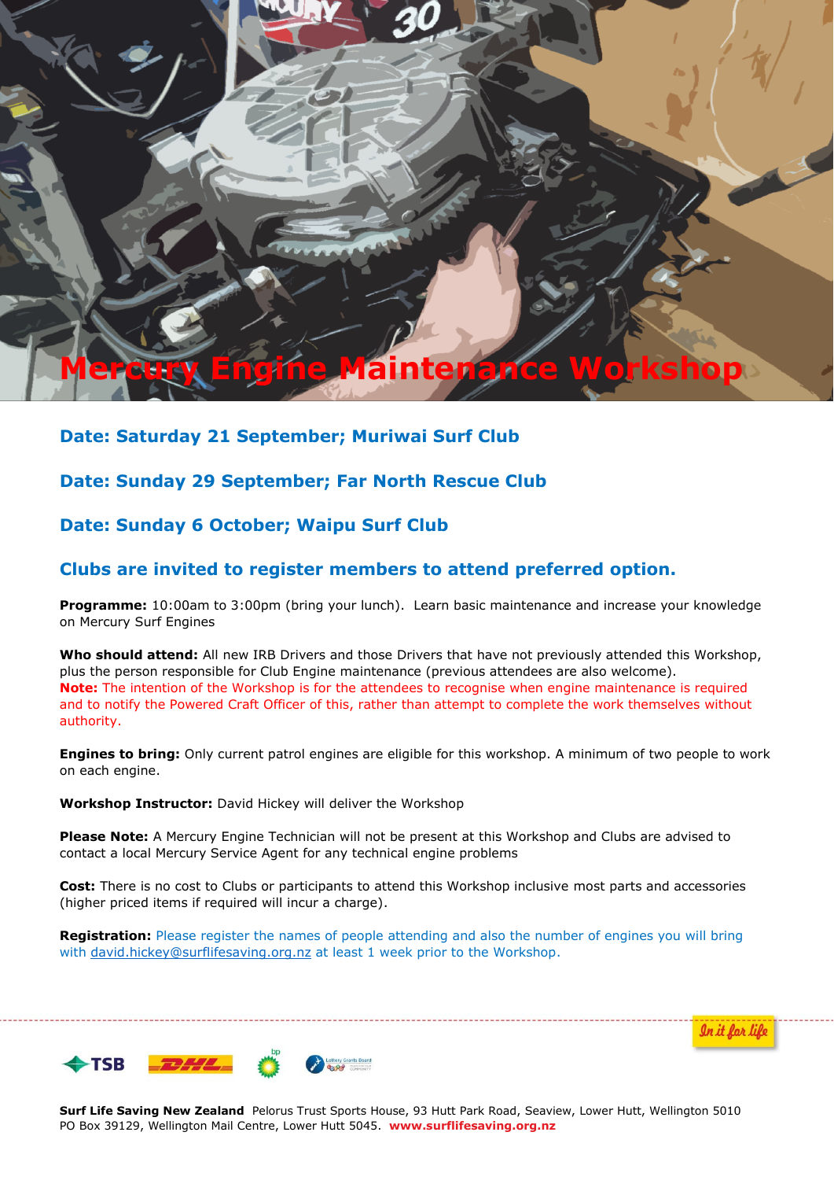# Mercury Engine Maintenance Workshop

### Date: Saturday 21 September; Muriwai Surf Club

### Date: Sunday 29 September; Far North Rescue Club

### Date: Sunday 6 October; Waipu Surf Club

### Clubs are invited to register members to attend preferred option.

**Programme:** 10:00am to 3:00pm (bring your lunch). Learn basic maintenance and increase your knowledge on Mercury Surf Engines

**Who should attend:** All new IRB Drivers and those Drivers that have not previously attended this Workshop, plus the person responsible for Club Engine maintenance (previous attendees are also welcome).
**Note:** The intention of the Workshop is for the attendees to recognise when engine maintenance is required and to notify the Powered Craft Officer of this, rather than attempt to complete the work themselves without authority.

**Engines to bring:** Only current patrol engines are eligible for this workshop. A minimum of two people to work on each engine.

**Workshop Instructor:** David Hickey will deliver the Workshop

**Please Note:** A Mercury Engine Technician will not be present at this Workshop and Clubs are advised to contact a local Mercury Service Agent for any technical engine problems

**Cost:** There is no cost to Clubs or participants to attend this Workshop inclusive most parts and accessories (higher priced items if required will incur a charge).

**Registration:** Please register the names of people attending and also the number of engines you will bring with david.hickey@surflifesaving.org.nz at least 1 week prior to the Workshop.

In it for life

**Surf Life Saving New Zealand** Pelorus Trust Sports House, 93 Hutt Park Road, Seaview, Lower Hutt, Wellington 5010
PO Box 39129, Wellington Mail Centre, Lower Hutt 5045. **www.surflifesaving.org.nz**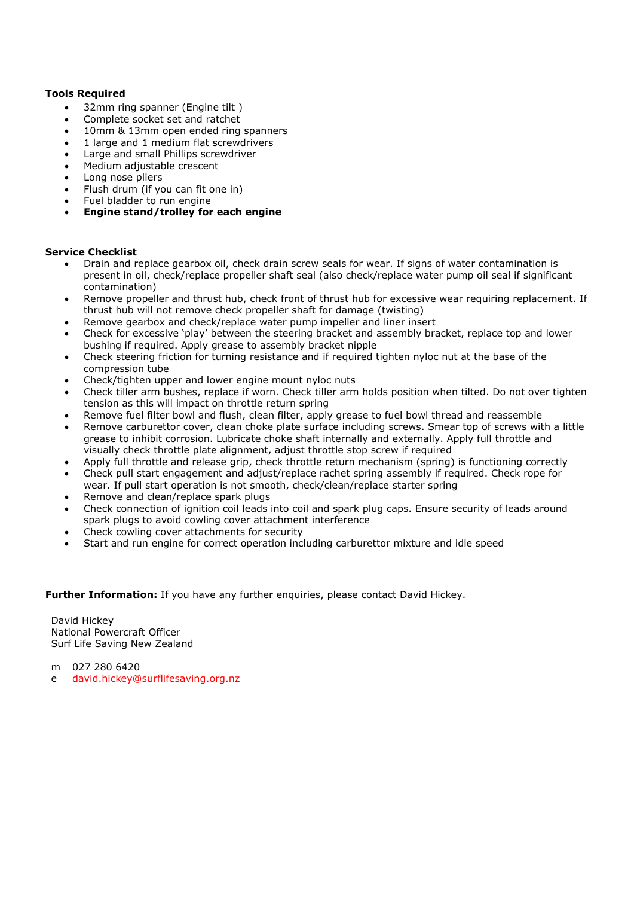**Tools Required**

- 32mm ring spanner (Engine tilt )
- Complete socket set and ratchet
- 10mm & 13mm open ended ring spanners
- 1 large and 1 medium flat screwdrivers
- Large and small Phillips screwdriver
- Medium adjustable crescent
- Long nose pliers
- Flush drum (if you can fit one in)
- Fuel bladder to run engine
- **Engine stand/trolley for each engine**

**Service Checklist**

- Drain and replace gearbox oil, check drain screw seals for wear. If signs of water contamination is present in oil, check/replace propeller shaft seal (also check/replace water pump oil seal if significant contamination)
- Remove propeller and thrust hub, check front of thrust hub for excessive wear requiring replacement. If thrust hub will not remove check propeller shaft for damage (twisting)
- Remove gearbox and check/replace water pump impeller and liner insert
- Check for excessive 'play' between the steering bracket and assembly bracket, replace top and lower bushing if required. Apply grease to assembly bracket nipple
- Check steering friction for turning resistance and if required tighten nyloc nut at the base of the compression tube
- Check/tighten upper and lower engine mount nyloc nuts
- Check tiller arm bushes, replace if worn. Check tiller arm holds position when tilted. Do not over tighten tension as this will impact on throttle return spring
- Remove fuel filter bowl and flush, clean filter, apply grease to fuel bowl thread and reassemble
- Remove carburettor cover, clean choke plate surface including screws. Smear top of screws with a little grease to inhibit corrosion. Lubricate choke shaft internally and externally. Apply full throttle and visually check throttle plate alignment, adjust throttle stop screw if required
- Apply full throttle and release grip, check throttle return mechanism (spring) is functioning correctly
- Check pull start engagement and adjust/replace rachet spring assembly if required. Check rope for wear. If pull start operation is not smooth, check/clean/replace starter spring
- Remove and clean/replace spark plugs
- Check connection of ignition coil leads into coil and spark plug caps. Ensure security of leads around spark plugs to avoid cowling cover attachment interference
- Check cowling cover attachments for security
- Start and run engine for correct operation including carburettor mixture and idle speed

**Further Information:** If you have any further enquiries, please contact David Hickey.

David Hickey
National Powercraft Officer
Surf Life Saving New Zealand

m 027 280 6420
e david.hickey@surflifesaving.org.nz